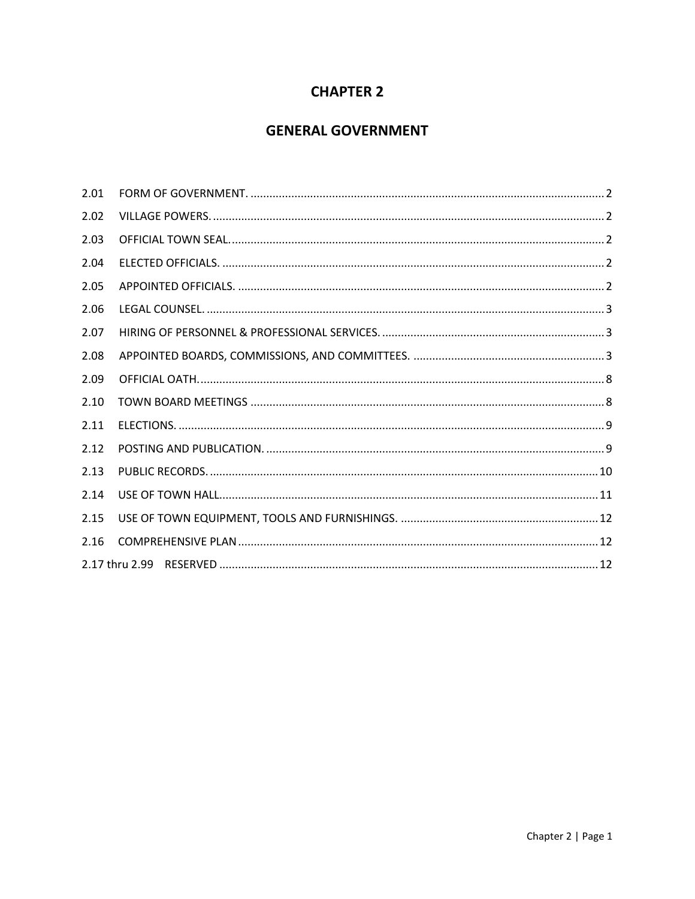# CHAPTER 2

# GENERAL GOVERNMENT

2.01 FORM OF GOVERNMENT. .......... 2

2.02 VILLAGE POWERS. .......... 2

2.03 OFFICIAL TOWN SEAL. .......... 2

2.04 ELECTED OFFICIALS. .......... 2

2.05 APPOINTED OFFICIALS. .......... 2

2.06 LEGAL COUNSEL. .......... 3

2.07 HIRING OF PERSONNEL & PROFESSIONAL SERVICES. .......... 3

2.08 APPOINTED BOARDS, COMMISSIONS, AND COMMITTEES. .......... 3

2.09 OFFICIAL OATH. .......... 8

2.10 TOWN BOARD MEETINGS .......... 8

2.11 ELECTIONS. .......... 9

2.12 POSTING AND PUBLICATION. .......... 9

2.13 PUBLIC RECORDS. .......... 10

2.14 USE OF TOWN HALL. .......... 11

2.15 USE OF TOWN EQUIPMENT, TOOLS AND FURNISHINGS. .......... 12

2.16 COMPREHENSIVE PLAN .......... 12

2.17 thru 2.99 RESERVED .......... 12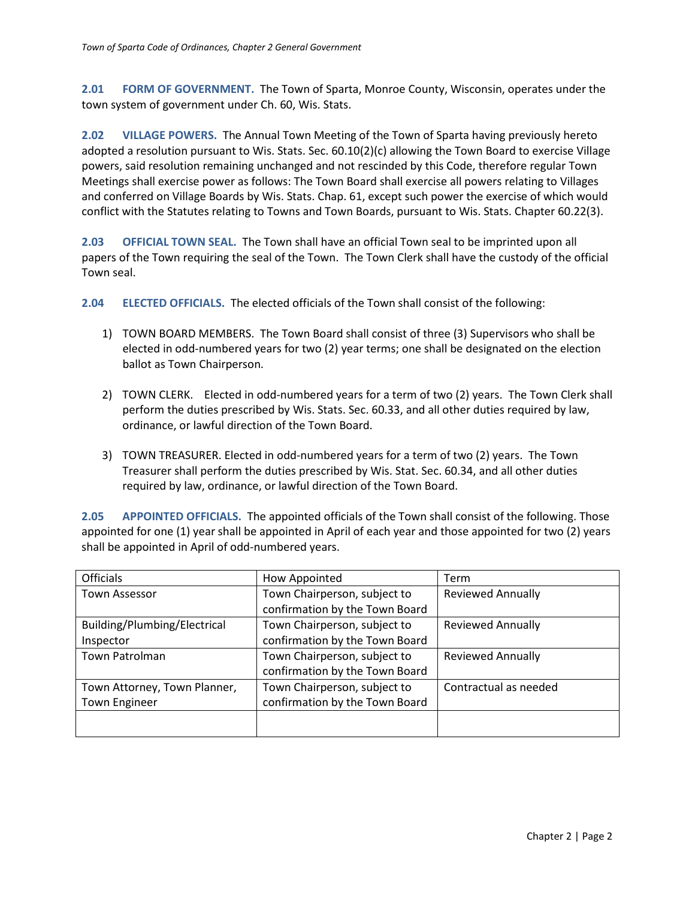**2.01 FORM OF GOVERNMENT.** The Town of Sparta, Monroe County, Wisconsin, operates under the town system of government under Ch. 60, Wis. Stats.

**2.02 VILLAGE POWERS.** The Annual Town Meeting of the Town of Sparta having previously hereto adopted a resolution pursuant to Wis. Stats. Sec. 60.10(2)(c) allowing the Town Board to exercise Village powers, said resolution remaining unchanged and not rescinded by this Code, therefore regular Town Meetings shall exercise power as follows: The Town Board shall exercise all powers relating to Villages and conferred on Village Boards by Wis. Stats. Chap. 61, except such power the exercise of which would conflict with the Statutes relating to Towns and Town Boards, pursuant to Wis. Stats. Chapter 60.22(3).

**2.03 OFFICIAL TOWN SEAL.** The Town shall have an official Town seal to be imprinted upon all papers of the Town requiring the seal of the Town. The Town Clerk shall have the custody of the official Town seal.

**2.04 ELECTED OFFICIALS.** The elected officials of the Town shall consist of the following:

1) TOWN BOARD MEMBERS. The Town Board shall consist of three (3) Supervisors who shall be elected in odd-numbered years for two (2) year terms; one shall be designated on the election ballot as Town Chairperson.

2) TOWN CLERK. Elected in odd-numbered years for a term of two (2) years. The Town Clerk shall perform the duties prescribed by Wis. Stats. Sec. 60.33, and all other duties required by law, ordinance, or lawful direction of the Town Board.

3) TOWN TREASURER. Elected in odd-numbered years for a term of two (2) years. The Town Treasurer shall perform the duties prescribed by Wis. Stat. Sec. 60.34, and all other duties required by law, ordinance, or lawful direction of the Town Board.

**2.05 APPOINTED OFFICIALS.** The appointed officials of the Town shall consist of the following. Those appointed for one (1) year shall be appointed in April of each year and those appointed for two (2) years shall be appointed in April of odd-numbered years.

| Officials | How Appointed | Term |
|---|---|---|
| Town Assessor | Town Chairperson, subject to confirmation by the Town Board | Reviewed Annually |
| Building/Plumbing/Electrical Inspector | Town Chairperson, subject to confirmation by the Town Board | Reviewed Annually |
| Town Patrolman | Town Chairperson, subject to confirmation by the Town Board | Reviewed Annually |
| Town Attorney, Town Planner, Town Engineer | Town Chairperson, subject to confirmation by the Town Board | Contractual as needed |
| | | |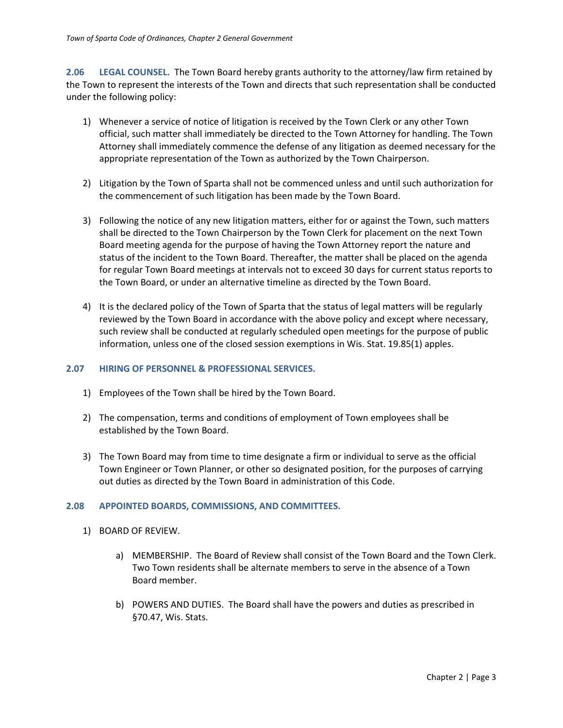**2.06 LEGAL COUNSEL.** The Town Board hereby grants authority to the attorney/law firm retained by the Town to represent the interests of the Town and directs that such representation shall be conducted under the following policy:

1) Whenever a service of notice of litigation is received by the Town Clerk or any other Town official, such matter shall immediately be directed to the Town Attorney for handling. The Town Attorney shall immediately commence the defense of any litigation as deemed necessary for the appropriate representation of the Town as authorized by the Town Chairperson.

2) Litigation by the Town of Sparta shall not be commenced unless and until such authorization for the commencement of such litigation has been made by the Town Board.

3) Following the notice of any new litigation matters, either for or against the Town, such matters shall be directed to the Town Chairperson by the Town Clerk for placement on the next Town Board meeting agenda for the purpose of having the Town Attorney report the nature and status of the incident to the Town Board. Thereafter, the matter shall be placed on the agenda for regular Town Board meetings at intervals not to exceed 30 days for current status reports to the Town Board, or under an alternative timeline as directed by the Town Board.

4) It is the declared policy of the Town of Sparta that the status of legal matters will be regularly reviewed by the Town Board in accordance with the above policy and except where necessary, such review shall be conducted at regularly scheduled open meetings for the purpose of public information, unless one of the closed session exemptions in Wis. Stat. 19.85(1) apples.

**2.07 HIRING OF PERSONNEL & PROFESSIONAL SERVICES.**

1) Employees of the Town shall be hired by the Town Board.

2) The compensation, terms and conditions of employment of Town employees shall be established by the Town Board.

3) The Town Board may from time to time designate a firm or individual to serve as the official Town Engineer or Town Planner, or other so designated position, for the purposes of carrying out duties as directed by the Town Board in administration of this Code.

**2.08 APPOINTED BOARDS, COMMISSIONS, AND COMMITTEES.**

1) BOARD OF REVIEW.

   a) MEMBERSHIP. The Board of Review shall consist of the Town Board and the Town Clerk. Two Town residents shall be alternate members to serve in the absence of a Town Board member.

   b) POWERS AND DUTIES. The Board shall have the powers and duties as prescribed in §70.47, Wis. Stats.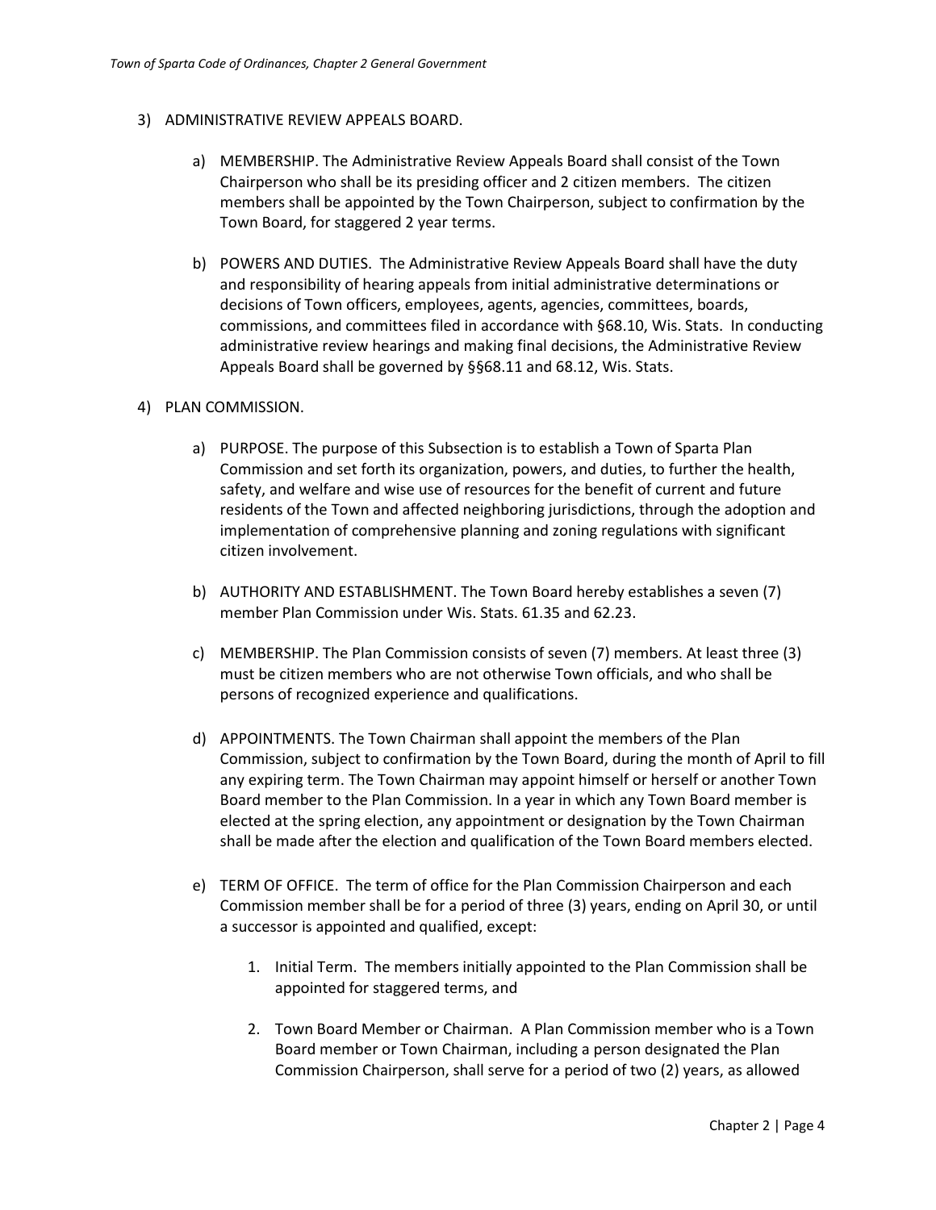3) ADMINISTRATIVE REVIEW APPEALS BOARD.

   a) MEMBERSHIP. The Administrative Review Appeals Board shall consist of the Town Chairperson who shall be its presiding officer and 2 citizen members. The citizen members shall be appointed by the Town Chairperson, subject to confirmation by the Town Board, for staggered 2 year terms.

   b) POWERS AND DUTIES. The Administrative Review Appeals Board shall have the duty and responsibility of hearing appeals from initial administrative determinations or decisions of Town officers, employees, agents, agencies, committees, boards, commissions, and committees filed in accordance with §68.10, Wis. Stats. In conducting administrative review hearings and making final decisions, the Administrative Review Appeals Board shall be governed by §§68.11 and 68.12, Wis. Stats.

4) PLAN COMMISSION.

   a) PURPOSE. The purpose of this Subsection is to establish a Town of Sparta Plan Commission and set forth its organization, powers, and duties, to further the health, safety, and welfare and wise use of resources for the benefit of current and future residents of the Town and affected neighboring jurisdictions, through the adoption and implementation of comprehensive planning and zoning regulations with significant citizen involvement.

   b) AUTHORITY AND ESTABLISHMENT. The Town Board hereby establishes a seven (7) member Plan Commission under Wis. Stats. 61.35 and 62.23.

   c) MEMBERSHIP. The Plan Commission consists of seven (7) members. At least three (3) must be citizen members who are not otherwise Town officials, and who shall be persons of recognized experience and qualifications.

   d) APPOINTMENTS. The Town Chairman shall appoint the members of the Plan Commission, subject to confirmation by the Town Board, during the month of April to fill any expiring term. The Town Chairman may appoint himself or herself or another Town Board member to the Plan Commission. In a year in which any Town Board member is elected at the spring election, any appointment or designation by the Town Chairman shall be made after the election and qualification of the Town Board members elected.

   e) TERM OF OFFICE. The term of office for the Plan Commission Chairperson and each Commission member shall be for a period of three (3) years, ending on April 30, or until a successor is appointed and qualified, except:

      1. Initial Term. The members initially appointed to the Plan Commission shall be appointed for staggered terms, and

      2. Town Board Member or Chairman. A Plan Commission member who is a Town Board member or Town Chairman, including a person designated the Plan Commission Chairperson, shall serve for a period of two (2) years, as allowed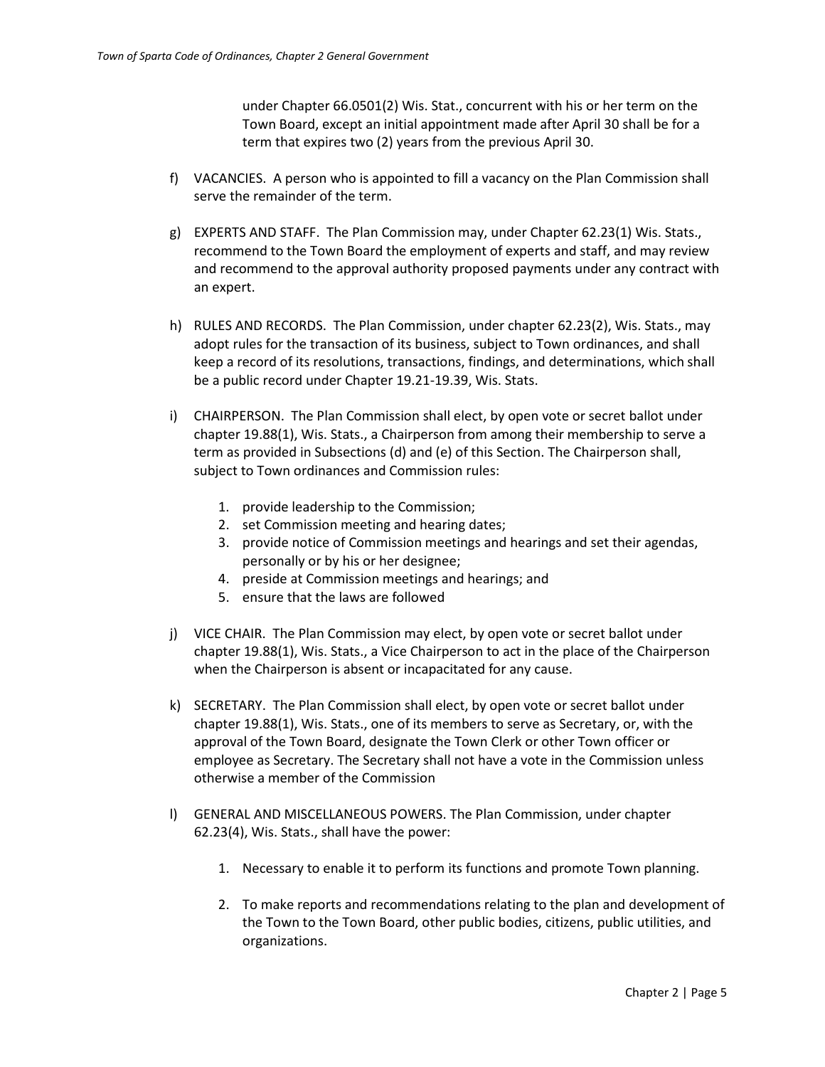under Chapter 66.0501(2) Wis. Stat., concurrent with his or her term on the Town Board, except an initial appointment made after April 30 shall be for a term that expires two (2) years from the previous April 30.

f) VACANCIES. A person who is appointed to fill a vacancy on the Plan Commission shall serve the remainder of the term.

g) EXPERTS AND STAFF. The Plan Commission may, under Chapter 62.23(1) Wis. Stats., recommend to the Town Board the employment of experts and staff, and may review and recommend to the approval authority proposed payments under any contract with an expert.

h) RULES AND RECORDS. The Plan Commission, under chapter 62.23(2), Wis. Stats., may adopt rules for the transaction of its business, subject to Town ordinances, and shall keep a record of its resolutions, transactions, findings, and determinations, which shall be a public record under Chapter 19.21-19.39, Wis. Stats.

i) CHAIRPERSON. The Plan Commission shall elect, by open vote or secret ballot under chapter 19.88(1), Wis. Stats., a Chairperson from among their membership to serve a term as provided in Subsections (d) and (e) of this Section. The Chairperson shall, subject to Town ordinances and Commission rules:

   1. provide leadership to the Commission;
   2. set Commission meeting and hearing dates;
   3. provide notice of Commission meetings and hearings and set their agendas, personally or by his or her designee;
   4. preside at Commission meetings and hearings; and
   5. ensure that the laws are followed

j) VICE CHAIR. The Plan Commission may elect, by open vote or secret ballot under chapter 19.88(1), Wis. Stats., a Vice Chairperson to act in the place of the Chairperson when the Chairperson is absent or incapacitated for any cause.

k) SECRETARY. The Plan Commission shall elect, by open vote or secret ballot under chapter 19.88(1), Wis. Stats., one of its members to serve as Secretary, or, with the approval of the Town Board, designate the Town Clerk or other Town officer or employee as Secretary. The Secretary shall not have a vote in the Commission unless otherwise a member of the Commission

l) GENERAL AND MISCELLANEOUS POWERS. The Plan Commission, under chapter 62.23(4), Wis. Stats., shall have the power:

   1. Necessary to enable it to perform its functions and promote Town planning.

   2. To make reports and recommendations relating to the plan and development of the Town to the Town Board, other public bodies, citizens, public utilities, and organizations.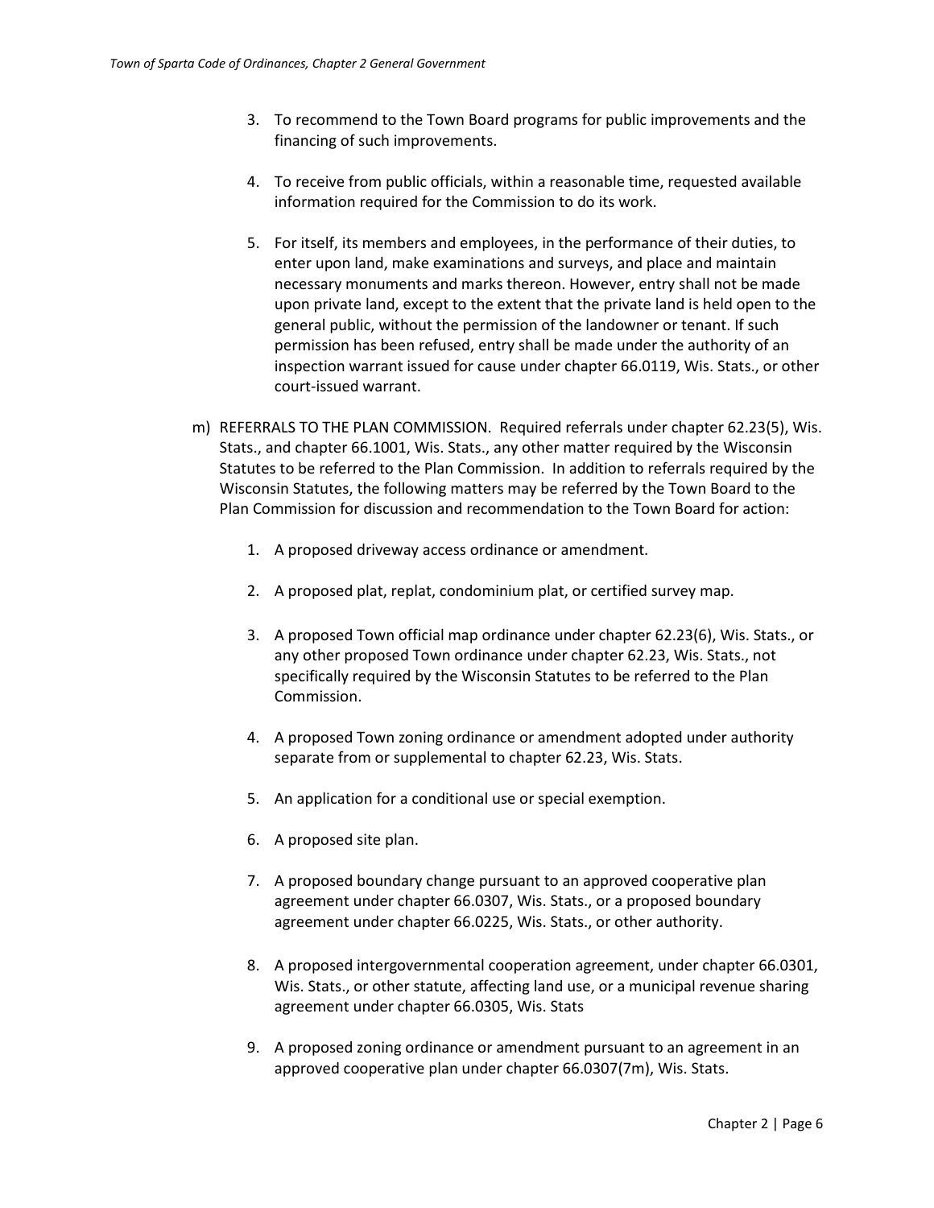3. To recommend to the Town Board programs for public improvements and the financing of such improvements.

4. To receive from public officials, within a reasonable time, requested available information required for the Commission to do its work.

5. For itself, its members and employees, in the performance of their duties, to enter upon land, make examinations and surveys, and place and maintain necessary monuments and marks thereon. However, entry shall not be made upon private land, except to the extent that the private land is held open to the general public, without the permission of the landowner or tenant. If such permission has been refused, entry shall be made under the authority of an inspection warrant issued for cause under chapter 66.0119, Wis. Stats., or other court-issued warrant.

m) REFERRALS TO THE PLAN COMMISSION. Required referrals under chapter 62.23(5), Wis. Stats., and chapter 66.1001, Wis. Stats., any other matter required by the Wisconsin Statutes to be referred to the Plan Commission. In addition to referrals required by the Wisconsin Statutes, the following matters may be referred by the Town Board to the Plan Commission for discussion and recommendation to the Town Board for action:

1. A proposed driveway access ordinance or amendment.

2. A proposed plat, replat, condominium plat, or certified survey map.

3. A proposed Town official map ordinance under chapter 62.23(6), Wis. Stats., or any other proposed Town ordinance under chapter 62.23, Wis. Stats., not specifically required by the Wisconsin Statutes to be referred to the Plan Commission.

4. A proposed Town zoning ordinance or amendment adopted under authority separate from or supplemental to chapter 62.23, Wis. Stats.

5. An application for a conditional use or special exemption.

6. A proposed site plan.

7. A proposed boundary change pursuant to an approved cooperative plan agreement under chapter 66.0307, Wis. Stats., or a proposed boundary agreement under chapter 66.0225, Wis. Stats., or other authority.

8. A proposed intergovernmental cooperation agreement, under chapter 66.0301, Wis. Stats., or other statute, affecting land use, or a municipal revenue sharing agreement under chapter 66.0305, Wis. Stats

9. A proposed zoning ordinance or amendment pursuant to an agreement in an approved cooperative plan under chapter 66.0307(7m), Wis. Stats.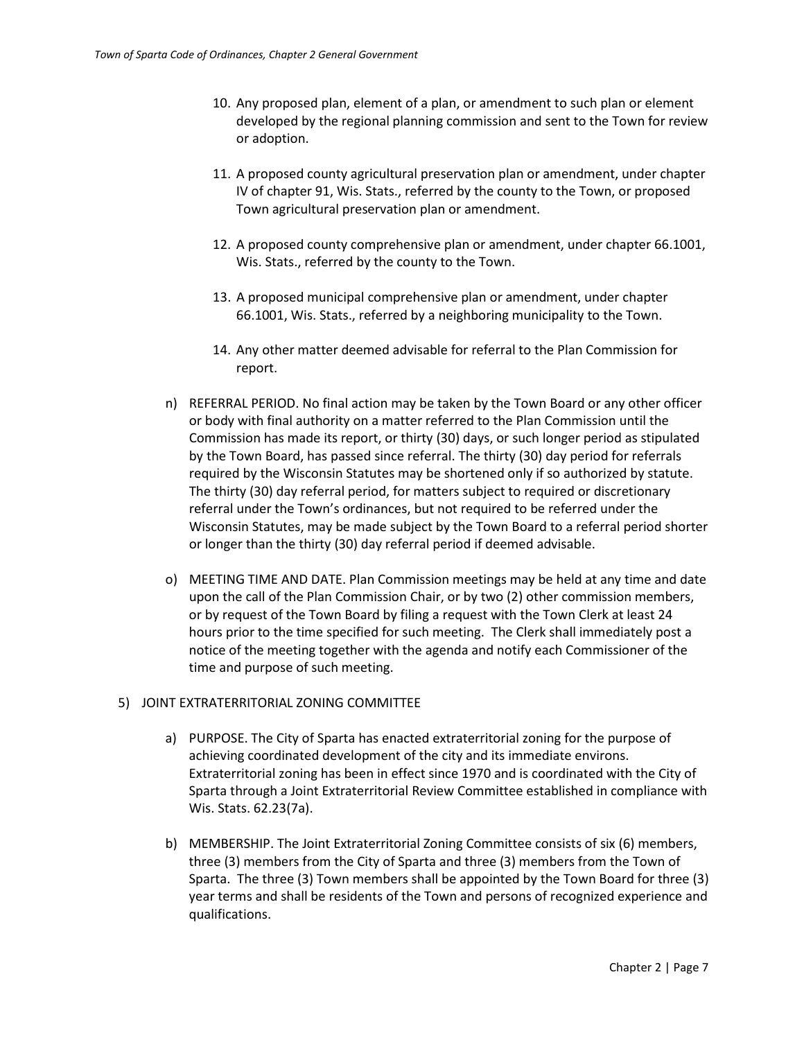10. Any proposed plan, element of a plan, or amendment to such plan or element developed by the regional planning commission and sent to the Town for review or adoption.

11. A proposed county agricultural preservation plan or amendment, under chapter IV of chapter 91, Wis. Stats., referred by the county to the Town, or proposed Town agricultural preservation plan or amendment.

12. A proposed county comprehensive plan or amendment, under chapter 66.1001, Wis. Stats., referred by the county to the Town.

13. A proposed municipal comprehensive plan or amendment, under chapter 66.1001, Wis. Stats., referred by a neighboring municipality to the Town.

14. Any other matter deemed advisable for referral to the Plan Commission for report.

n) REFERRAL PERIOD. No final action may be taken by the Town Board or any other officer or body with final authority on a matter referred to the Plan Commission until the Commission has made its report, or thirty (30) days, or such longer period as stipulated by the Town Board, has passed since referral. The thirty (30) day period for referrals required by the Wisconsin Statutes may be shortened only if so authorized by statute. The thirty (30) day referral period, for matters subject to required or discretionary referral under the Town's ordinances, but not required to be referred under the Wisconsin Statutes, may be made subject by the Town Board to a referral period shorter or longer than the thirty (30) day referral period if deemed advisable.

o) MEETING TIME AND DATE. Plan Commission meetings may be held at any time and date upon the call of the Plan Commission Chair, or by two (2) other commission members, or by request of the Town Board by filing a request with the Town Clerk at least 24 hours prior to the time specified for such meeting. The Clerk shall immediately post a notice of the meeting together with the agenda and notify each Commissioner of the time and purpose of such meeting.

5) JOINT EXTRATERRITORIAL ZONING COMMITTEE

a) PURPOSE. The City of Sparta has enacted extraterritorial zoning for the purpose of achieving coordinated development of the city and its immediate environs. Extraterritorial zoning has been in effect since 1970 and is coordinated with the City of Sparta through a Joint Extraterritorial Review Committee established in compliance with Wis. Stats. 62.23(7a).

b) MEMBERSHIP. The Joint Extraterritorial Zoning Committee consists of six (6) members, three (3) members from the City of Sparta and three (3) members from the Town of Sparta. The three (3) Town members shall be appointed by the Town Board for three (3) year terms and shall be residents of the Town and persons of recognized experience and qualifications.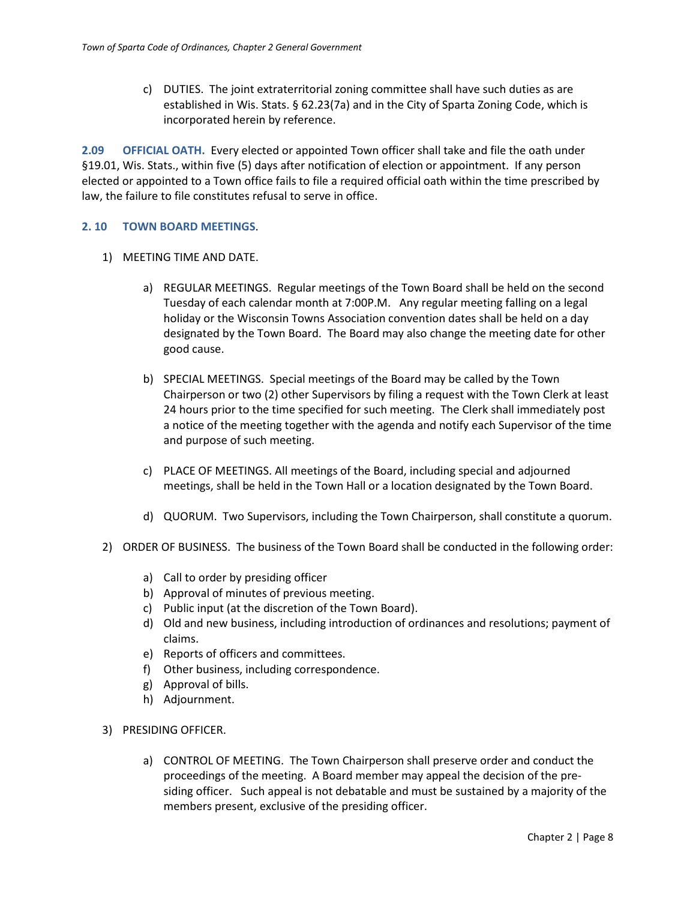c) DUTIES. The joint extraterritorial zoning committee shall have such duties as are established in Wis. Stats. § 62.23(7a) and in the City of Sparta Zoning Code, which is incorporated herein by reference.

**2.09 OFFICIAL OATH.** Every elected or appointed Town officer shall take and file the oath under §19.01, Wis. Stats., within five (5) days after notification of election or appointment. If any person elected or appointed to a Town office fails to file a required official oath within the time prescribed by law, the failure to file constitutes refusal to serve in office.

**2. 10 TOWN BOARD MEETINGS**.

1) MEETING TIME AND DATE.

   a) REGULAR MEETINGS. Regular meetings of the Town Board shall be held on the second Tuesday of each calendar month at 7:00P.M. Any regular meeting falling on a legal holiday or the Wisconsin Towns Association convention dates shall be held on a day designated by the Town Board. The Board may also change the meeting date for other good cause.

   b) SPECIAL MEETINGS. Special meetings of the Board may be called by the Town Chairperson or two (2) other Supervisors by filing a request with the Town Clerk at least 24 hours prior to the time specified for such meeting. The Clerk shall immediately post a notice of the meeting together with the agenda and notify each Supervisor of the time and purpose of such meeting.

   c) PLACE OF MEETINGS. All meetings of the Board, including special and adjourned meetings, shall be held in the Town Hall or a location designated by the Town Board.

   d) QUORUM. Two Supervisors, including the Town Chairperson, shall constitute a quorum.

2) ORDER OF BUSINESS. The business of the Town Board shall be conducted in the following order:

   a) Call to order by presiding officer
   b) Approval of minutes of previous meeting.
   c) Public input (at the discretion of the Town Board).
   d) Old and new business, including introduction of ordinances and resolutions; payment of claims.
   e) Reports of officers and committees.
   f) Other business, including correspondence.
   g) Approval of bills.
   h) Adjournment.

3) PRESIDING OFFICER.

   a) CONTROL OF MEETING. The Town Chairperson shall preserve order and conduct the proceedings of the meeting. A Board member may appeal the decision of the presiding officer. Such appeal is not debatable and must be sustained by a majority of the members present, exclusive of the presiding officer.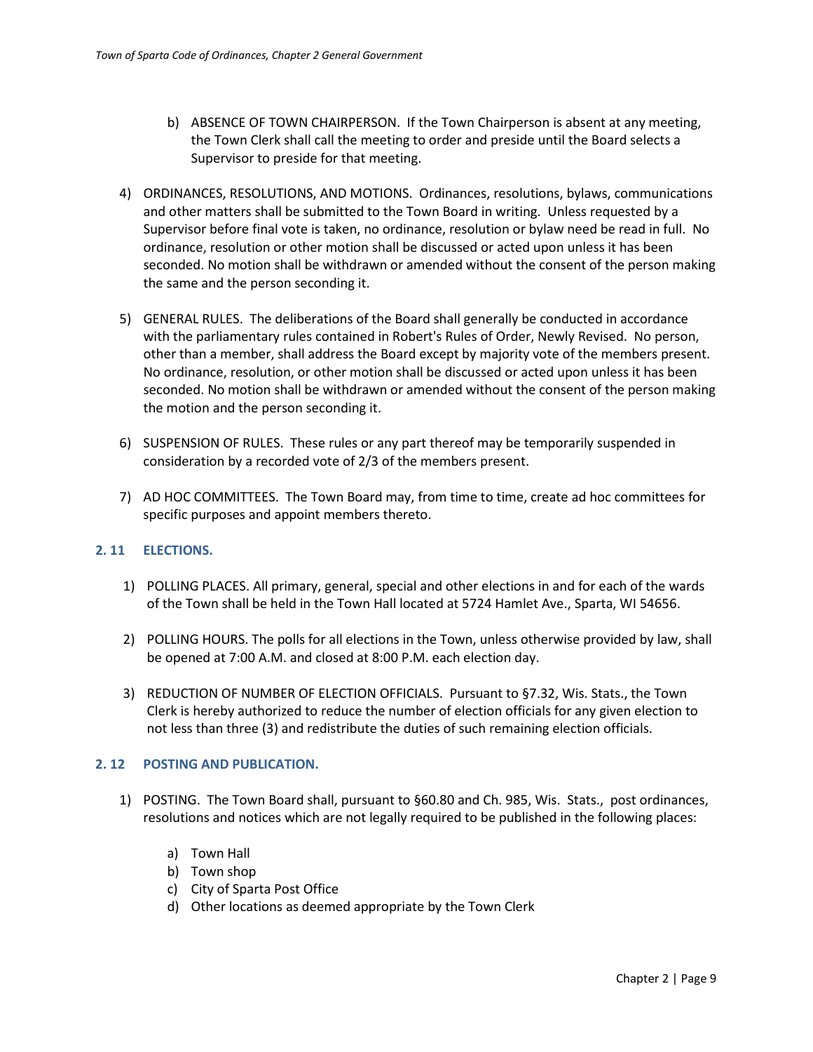b) ABSENCE OF TOWN CHAIRPERSON. If the Town Chairperson is absent at any meeting, the Town Clerk shall call the meeting to order and preside until the Board selects a Supervisor to preside for that meeting.

4) ORDINANCES, RESOLUTIONS, AND MOTIONS. Ordinances, resolutions, bylaws, communications and other matters shall be submitted to the Town Board in writing. Unless requested by a Supervisor before final vote is taken, no ordinance, resolution or bylaw need be read in full. No ordinance, resolution or other motion shall be discussed or acted upon unless it has been seconded. No motion shall be withdrawn or amended without the consent of the person making the same and the person seconding it.

5) GENERAL RULES. The deliberations of the Board shall generally be conducted in accordance with the parliamentary rules contained in Robert's Rules of Order, Newly Revised. No person, other than a member, shall address the Board except by majority vote of the members present. No ordinance, resolution, or other motion shall be discussed or acted upon unless it has been seconded. No motion shall be withdrawn or amended without the consent of the person making the motion and the person seconding it.

6) SUSPENSION OF RULES. These rules or any part thereof may be temporarily suspended in consideration by a recorded vote of 2/3 of the members present.

7) AD HOC COMMITTEES. The Town Board may, from time to time, create ad hoc committees for specific purposes and appoint members thereto.

## 2. 11 ELECTIONS.

1) POLLING PLACES. All primary, general, special and other elections in and for each of the wards of the Town shall be held in the Town Hall located at 5724 Hamlet Ave., Sparta, WI 54656.

2) POLLING HOURS. The polls for all elections in the Town, unless otherwise provided by law, shall be opened at 7:00 A.M. and closed at 8:00 P.M. each election day.

3) REDUCTION OF NUMBER OF ELECTION OFFICIALS. Pursuant to §7.32, Wis. Stats., the Town Clerk is hereby authorized to reduce the number of election officials for any given election to not less than three (3) and redistribute the duties of such remaining election officials.

## 2. 12 POSTING AND PUBLICATION.

1) POSTING. The Town Board shall, pursuant to §60.80 and Ch. 985, Wis. Stats., post ordinances, resolutions and notices which are not legally required to be published in the following places:

    a) Town Hall
    b) Town shop
    c) City of Sparta Post Office
    d) Other locations as deemed appropriate by the Town Clerk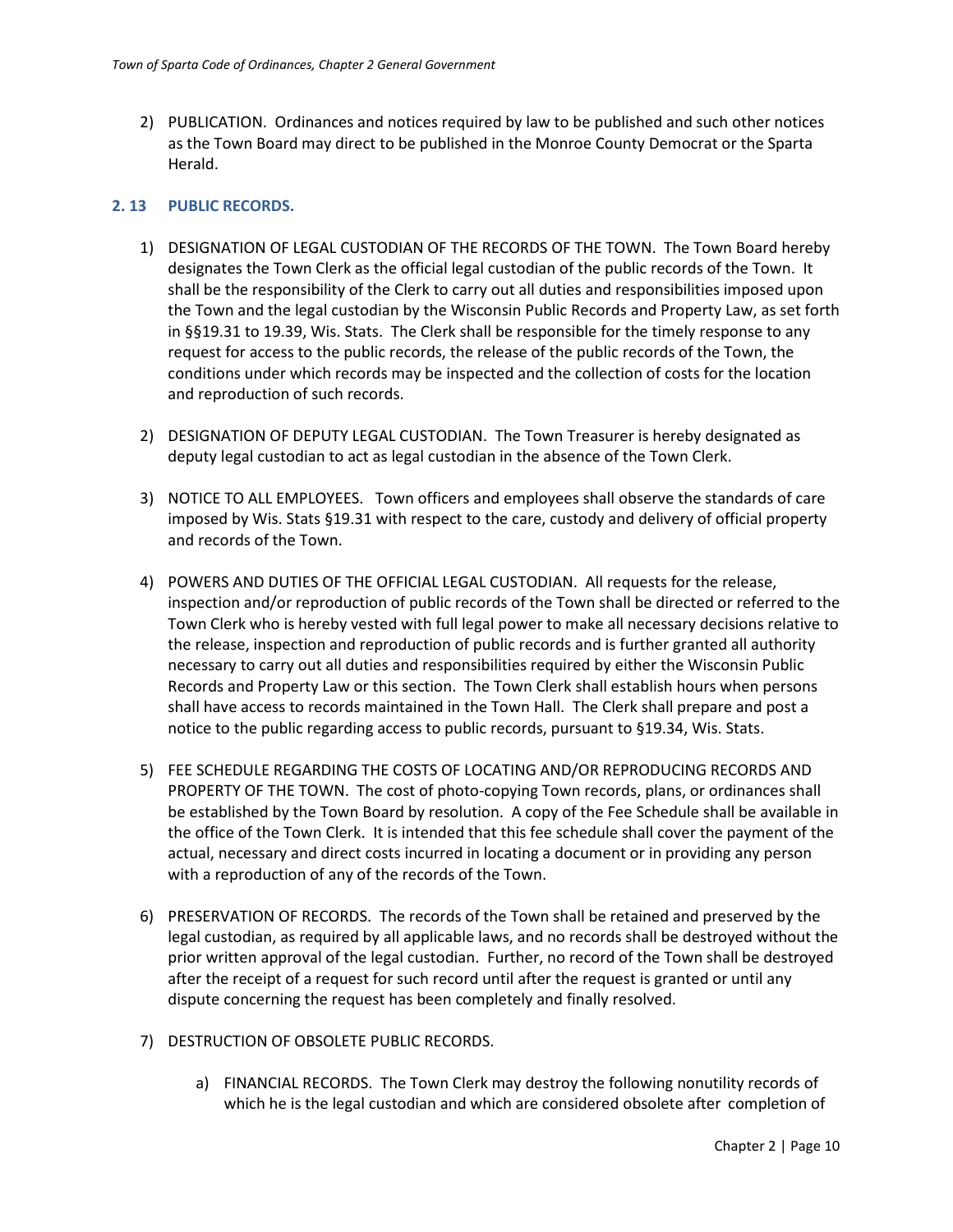2) PUBLICATION. Ordinances and notices required by law to be published and such other notices as the Town Board may direct to be published in the Monroe County Democrat or the Sparta Herald.

### 2. 13 PUBLIC RECORDS.

1) DESIGNATION OF LEGAL CUSTODIAN OF THE RECORDS OF THE TOWN. The Town Board hereby designates the Town Clerk as the official legal custodian of the public records of the Town. It shall be the responsibility of the Clerk to carry out all duties and responsibilities imposed upon the Town and the legal custodian by the Wisconsin Public Records and Property Law, as set forth in §§19.31 to 19.39, Wis. Stats. The Clerk shall be responsible for the timely response to any request for access to the public records, the release of the public records of the Town, the conditions under which records may be inspected and the collection of costs for the location and reproduction of such records.

2) DESIGNATION OF DEPUTY LEGAL CUSTODIAN. The Town Treasurer is hereby designated as deputy legal custodian to act as legal custodian in the absence of the Town Clerk.

3) NOTICE TO ALL EMPLOYEES. Town officers and employees shall observe the standards of care imposed by Wis. Stats §19.31 with respect to the care, custody and delivery of official property and records of the Town.

4) POWERS AND DUTIES OF THE OFFICIAL LEGAL CUSTODIAN. All requests for the release, inspection and/or reproduction of public records of the Town shall be directed or referred to the Town Clerk who is hereby vested with full legal power to make all necessary decisions relative to the release, inspection and reproduction of public records and is further granted all authority necessary to carry out all duties and responsibilities required by either the Wisconsin Public Records and Property Law or this section. The Town Clerk shall establish hours when persons shall have access to records maintained in the Town Hall. The Clerk shall prepare and post a notice to the public regarding access to public records, pursuant to §19.34, Wis. Stats.

5) FEE SCHEDULE REGARDING THE COSTS OF LOCATING AND/OR REPRODUCING RECORDS AND PROPERTY OF THE TOWN. The cost of photo-copying Town records, plans, or ordinances shall be established by the Town Board by resolution. A copy of the Fee Schedule shall be available in the office of the Town Clerk. It is intended that this fee schedule shall cover the payment of the actual, necessary and direct costs incurred in locating a document or in providing any person with a reproduction of any of the records of the Town.

6) PRESERVATION OF RECORDS. The records of the Town shall be retained and preserved by the legal custodian, as required by all applicable laws, and no records shall be destroyed without the prior written approval of the legal custodian. Further, no record of the Town shall be destroyed after the receipt of a request for such record until after the request is granted or until any dispute concerning the request has been completely and finally resolved.

7) DESTRUCTION OF OBSOLETE PUBLIC RECORDS.

   a) FINANCIAL RECORDS. The Town Clerk may destroy the following nonutility records of which he is the legal custodian and which are considered obsolete after completion of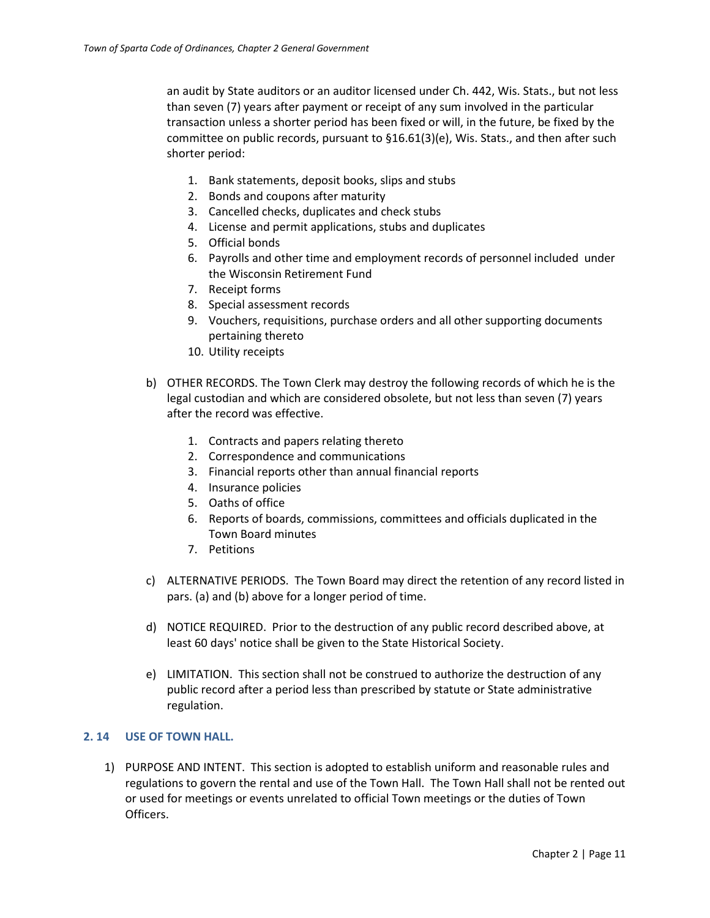an audit by State auditors or an auditor licensed under Ch. 442, Wis. Stats., but not less than seven (7) years after payment or receipt of any sum involved in the particular transaction unless a shorter period has been fixed or will, in the future, be fixed by the committee on public records, pursuant to §16.61(3)(e), Wis. Stats., and then after such shorter period:

1. Bank statements, deposit books, slips and stubs
2. Bonds and coupons after maturity
3. Cancelled checks, duplicates and check stubs
4. License and permit applications, stubs and duplicates
5. Official bonds
6. Payrolls and other time and employment records of personnel included under the Wisconsin Retirement Fund
7. Receipt forms
8. Special assessment records
9. Vouchers, requisitions, purchase orders and all other supporting documents pertaining thereto
10. Utility receipts

b) OTHER RECORDS. The Town Clerk may destroy the following records of which he is the legal custodian and which are considered obsolete, but not less than seven (7) years after the record was effective.

1. Contracts and papers relating thereto
2. Correspondence and communications
3. Financial reports other than annual financial reports
4. Insurance policies
5. Oaths of office
6. Reports of boards, commissions, committees and officials duplicated in the Town Board minutes
7. Petitions

c) ALTERNATIVE PERIODS. The Town Board may direct the retention of any record listed in pars. (a) and (b) above for a longer period of time.

d) NOTICE REQUIRED. Prior to the destruction of any public record described above, at least 60 days' notice shall be given to the State Historical Society.

e) LIMITATION. This section shall not be construed to authorize the destruction of any public record after a period less than prescribed by statute or State administrative regulation.

### 2. 14 USE OF TOWN HALL.

1) PURPOSE AND INTENT. This section is adopted to establish uniform and reasonable rules and regulations to govern the rental and use of the Town Hall. The Town Hall shall not be rented out or used for meetings or events unrelated to official Town meetings or the duties of Town Officers.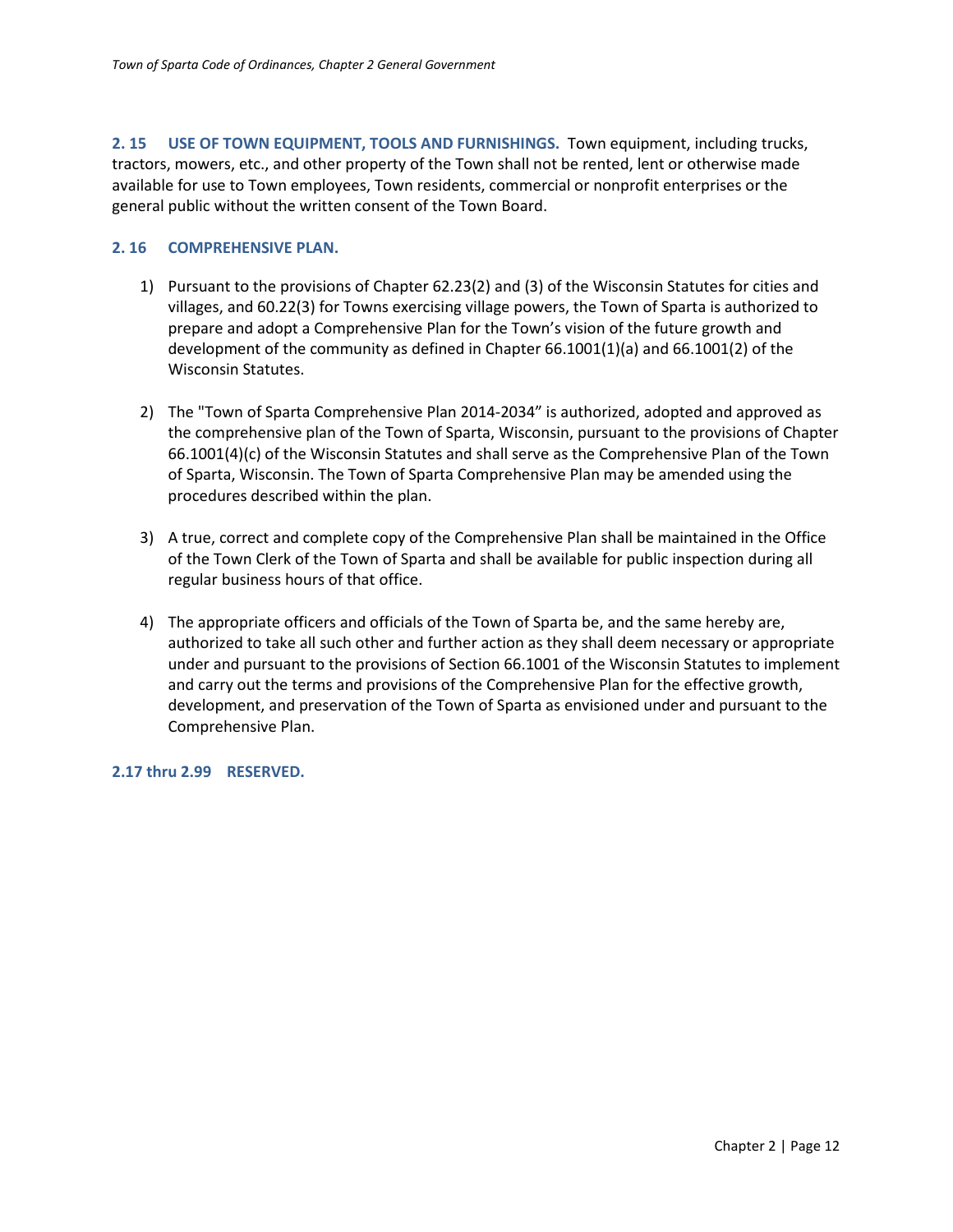**2. 15 USE OF TOWN EQUIPMENT, TOOLS AND FURNISHINGS.** Town equipment, including trucks, tractors, mowers, etc., and other property of the Town shall not be rented, lent or otherwise made available for use to Town employees, Town residents, commercial or nonprofit enterprises or the general public without the written consent of the Town Board.

**2. 16 COMPREHENSIVE PLAN.**

1) Pursuant to the provisions of Chapter 62.23(2) and (3) of the Wisconsin Statutes for cities and villages, and 60.22(3) for Towns exercising village powers, the Town of Sparta is authorized to prepare and adopt a Comprehensive Plan for the Town's vision of the future growth and development of the community as defined in Chapter 66.1001(1)(a) and 66.1001(2) of the Wisconsin Statutes.

2) The "Town of Sparta Comprehensive Plan 2014-2034" is authorized, adopted and approved as the comprehensive plan of the Town of Sparta, Wisconsin, pursuant to the provisions of Chapter 66.1001(4)(c) of the Wisconsin Statutes and shall serve as the Comprehensive Plan of the Town of Sparta, Wisconsin. The Town of Sparta Comprehensive Plan may be amended using the procedures described within the plan.

3) A true, correct and complete copy of the Comprehensive Plan shall be maintained in the Office of the Town Clerk of the Town of Sparta and shall be available for public inspection during all regular business hours of that office.

4) The appropriate officers and officials of the Town of Sparta be, and the same hereby are, authorized to take all such other and further action as they shall deem necessary or appropriate under and pursuant to the provisions of Section 66.1001 of the Wisconsin Statutes to implement and carry out the terms and provisions of the Comprehensive Plan for the effective growth, development, and preservation of the Town of Sparta as envisioned under and pursuant to the Comprehensive Plan.

**2.17 thru 2.99 RESERVED.**